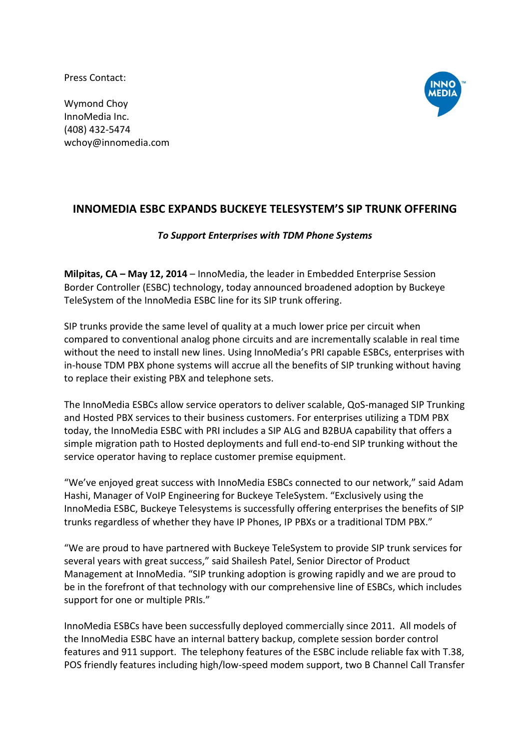Press Contact:

Wymond Choy
InnoMedia Inc.
(408) 432-5474
wchoy@innomedia.com

## INNOMEDIA ESBC EXPANDS BUCKEYE TELESYSTEM'S SIP TRUNK OFFERING

***To Support Enterprises with TDM Phone Systems***

**Milpitas, CA – May 12, 2014** – InnoMedia, the leader in Embedded Enterprise Session Border Controller (ESBC) technology, today announced broadened adoption by Buckeye TeleSystem of the InnoMedia ESBC line for its SIP trunk offering.

SIP trunks provide the same level of quality at a much lower price per circuit when compared to conventional analog phone circuits and are incrementally scalable in real time without the need to install new lines. Using InnoMedia's PRI capable ESBCs, enterprises with in-house TDM PBX phone systems will accrue all the benefits of SIP trunking without having to replace their existing PBX and telephone sets.

The InnoMedia ESBCs allow service operators to deliver scalable, QoS-managed SIP Trunking and Hosted PBX services to their business customers. For enterprises utilizing a TDM PBX today, the InnoMedia ESBC with PRI includes a SIP ALG and B2BUA capability that offers a simple migration path to Hosted deployments and full end-to-end SIP trunking without the service operator having to replace customer premise equipment.

"We've enjoyed great success with InnoMedia ESBCs connected to our network," said Adam Hashi, Manager of VoIP Engineering for Buckeye TeleSystem. "Exclusively using the InnoMedia ESBC, Buckeye Telesystems is successfully offering enterprises the benefits of SIP trunks regardless of whether they have IP Phones, IP PBXs or a traditional TDM PBX."

"We are proud to have partnered with Buckeye TeleSystem to provide SIP trunk services for several years with great success," said Shailesh Patel, Senior Director of Product Management at InnoMedia. "SIP trunking adoption is growing rapidly and we are proud to be in the forefront of that technology with our comprehensive line of ESBCs, which includes support for one or multiple PRIs."

InnoMedia ESBCs have been successfully deployed commercially since 2011. All models of the InnoMedia ESBC have an internal battery backup, complete session border control features and 911 support. The telephony features of the ESBC include reliable fax with T.38, POS friendly features including high/low-speed modem support, two B Channel Call Transfer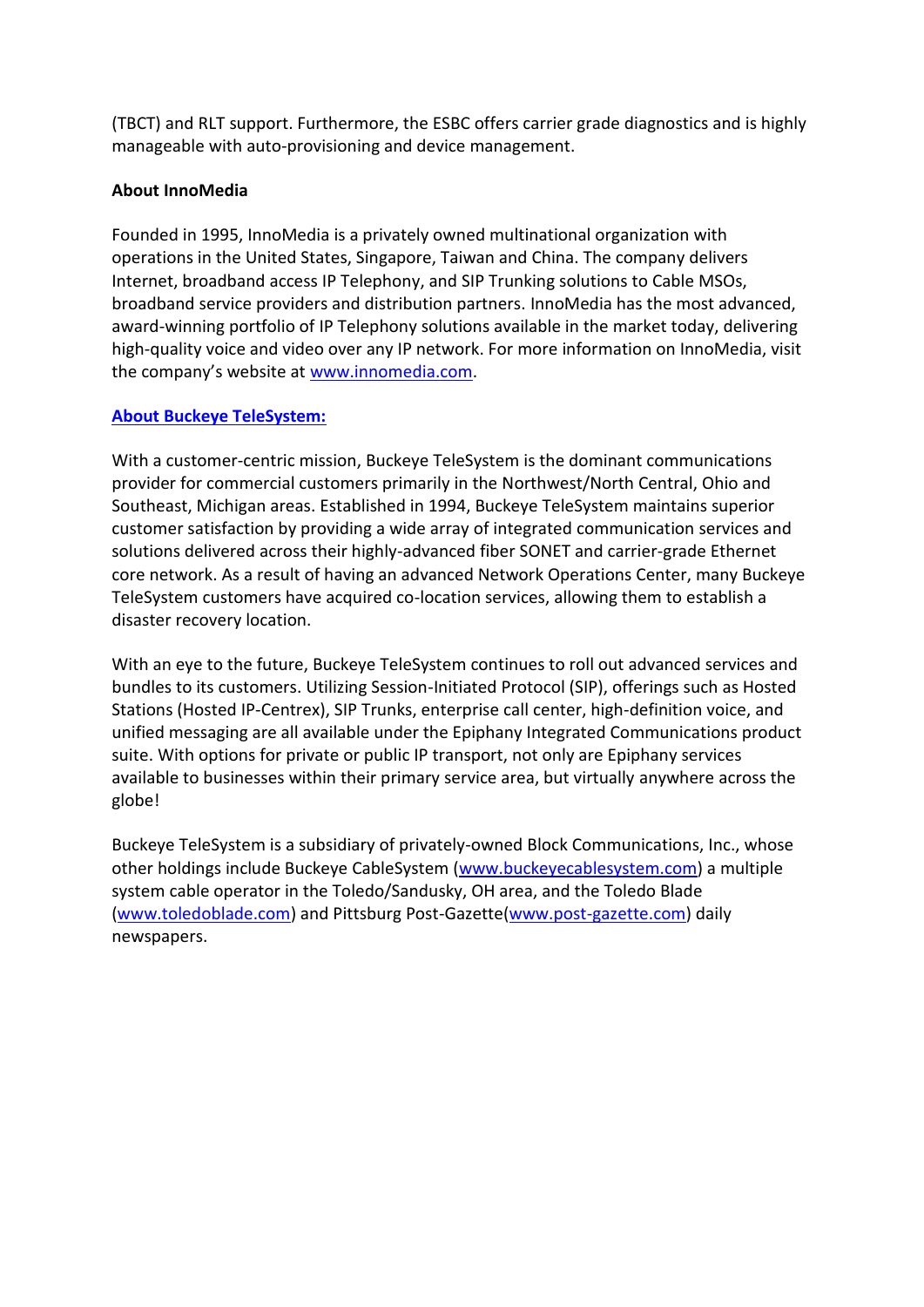(TBCT) and RLT support. Furthermore, the ESBC offers carrier grade diagnostics and is highly manageable with auto-provisioning and device management.

**About InnoMedia**

Founded in 1995, InnoMedia is a privately owned multinational organization with operations in the United States, Singapore, Taiwan and China. The company delivers Internet, broadband access IP Telephony, and SIP Trunking solutions to Cable MSOs, broadband service providers and distribution partners. InnoMedia has the most advanced, award-winning portfolio of IP Telephony solutions available in the market today, delivering high-quality voice and video over any IP network. For more information on InnoMedia, visit the company's website at www.innomedia.com.

**About Buckeye TeleSystem:**

With a customer-centric mission, Buckeye TeleSystem is the dominant communications provider for commercial customers primarily in the Northwest/North Central, Ohio and Southeast, Michigan areas. Established in 1994, Buckeye TeleSystem maintains superior customer satisfaction by providing a wide array of integrated communication services and solutions delivered across their highly-advanced fiber SONET and carrier-grade Ethernet core network. As a result of having an advanced Network Operations Center, many Buckeye TeleSystem customers have acquired co-location services, allowing them to establish a disaster recovery location.

With an eye to the future, Buckeye TeleSystem continues to roll out advanced services and bundles to its customers. Utilizing Session-Initiated Protocol (SIP), offerings such as Hosted Stations (Hosted IP-Centrex), SIP Trunks, enterprise call center, high-definition voice, and unified messaging are all available under the Epiphany Integrated Communications product suite. With options for private or public IP transport, not only are Epiphany services available to businesses within their primary service area, but virtually anywhere across the globe!

Buckeye TeleSystem is a subsidiary of privately-owned Block Communications, Inc., whose other holdings include Buckeye CableSystem (www.buckeyecablesystem.com) a multiple system cable operator in the Toledo/Sandusky, OH area, and the Toledo Blade (www.toledoblade.com) and Pittsburg Post-Gazette(www.post-gazette.com) daily newspapers.